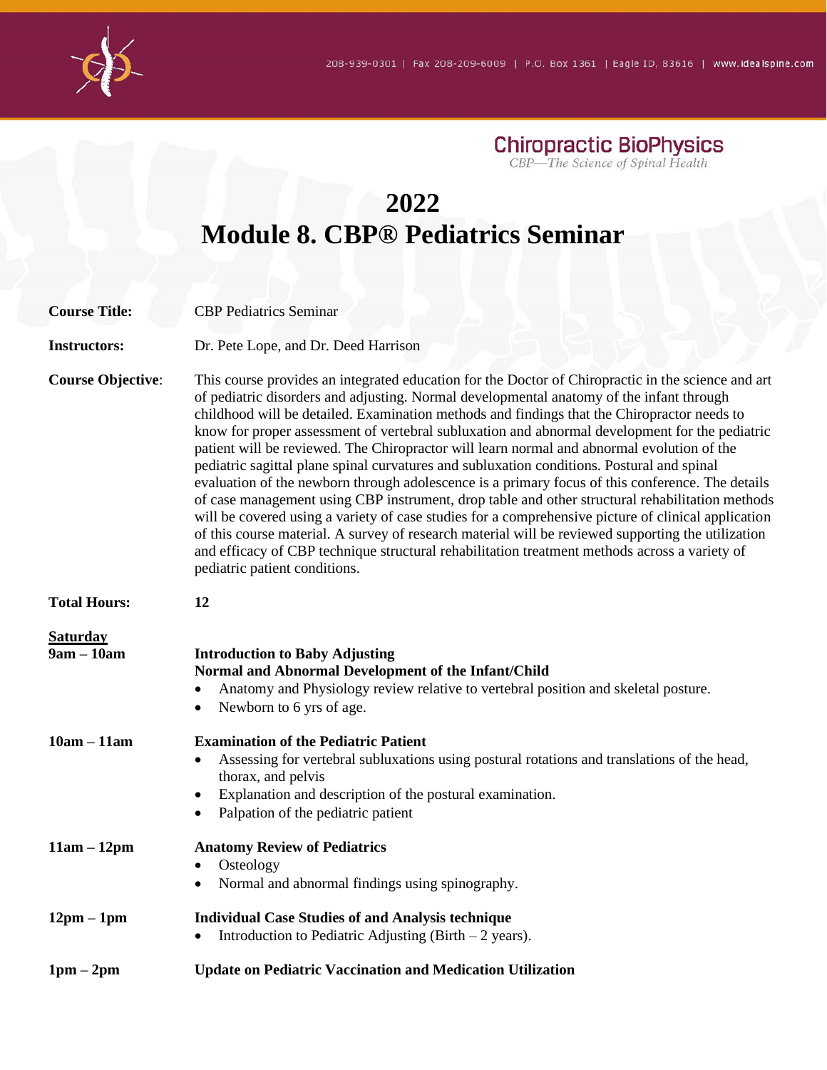208-939-0301 | Fax 208-209-6009 | P.O. Box 1361 | Eagle ID, 83616 | www.idealspine.com

Chiropractic BioPhysics
*CBP—The Science of Spinal Health*

# 2022
# Module 8. CBP® Pediatrics Seminar

**Course Title:** CBP Pediatrics Seminar

**Instructors:** Dr. Pete Lope, and Dr. Deed Harrison

**Course Objective**: This course provides an integrated education for the Doctor of Chiropractic in the science and art of pediatric disorders and adjusting. Normal developmental anatomy of the infant through childhood will be detailed. Examination methods and findings that the Chiropractor needs to know for proper assessment of vertebral subluxation and abnormal development for the pediatric patient will be reviewed. The Chiropractor will learn normal and abnormal evolution of the pediatric sagittal plane spinal curvatures and subluxation conditions. Postural and spinal evaluation of the newborn through adolescence is a primary focus of this conference. The details of case management using CBP instrument, drop table and other structural rehabilitation methods will be covered using a variety of case studies for a comprehensive picture of clinical application of this course material. A survey of research material will be reviewed supporting the utilization and efficacy of CBP technique structural rehabilitation treatment methods across a variety of pediatric patient conditions.

**Total Hours:** **12**

**<u>Saturday</u>**

**9am – 10am** **Introduction to Baby Adjusting**
**Normal and Abnormal Development of the Infant/Child**
- Anatomy and Physiology review relative to vertebral position and skeletal posture.
- Newborn to 6 yrs of age.

**10am – 11am** **Examination of the Pediatric Patient**
- Assessing for vertebral subluxations using postural rotations and translations of the head, thorax, and pelvis
- Explanation and description of the postural examination.
- Palpation of the pediatric patient

**11am – 12pm** **Anatomy Review of Pediatrics**
- Osteology
- Normal and abnormal findings using spinography.

**12pm – 1pm** **Individual Case Studies of and Analysis technique**
- Introduction to Pediatric Adjusting (Birth – 2 years).

**1pm – 2pm** **Update on Pediatric Vaccination and Medication Utilization**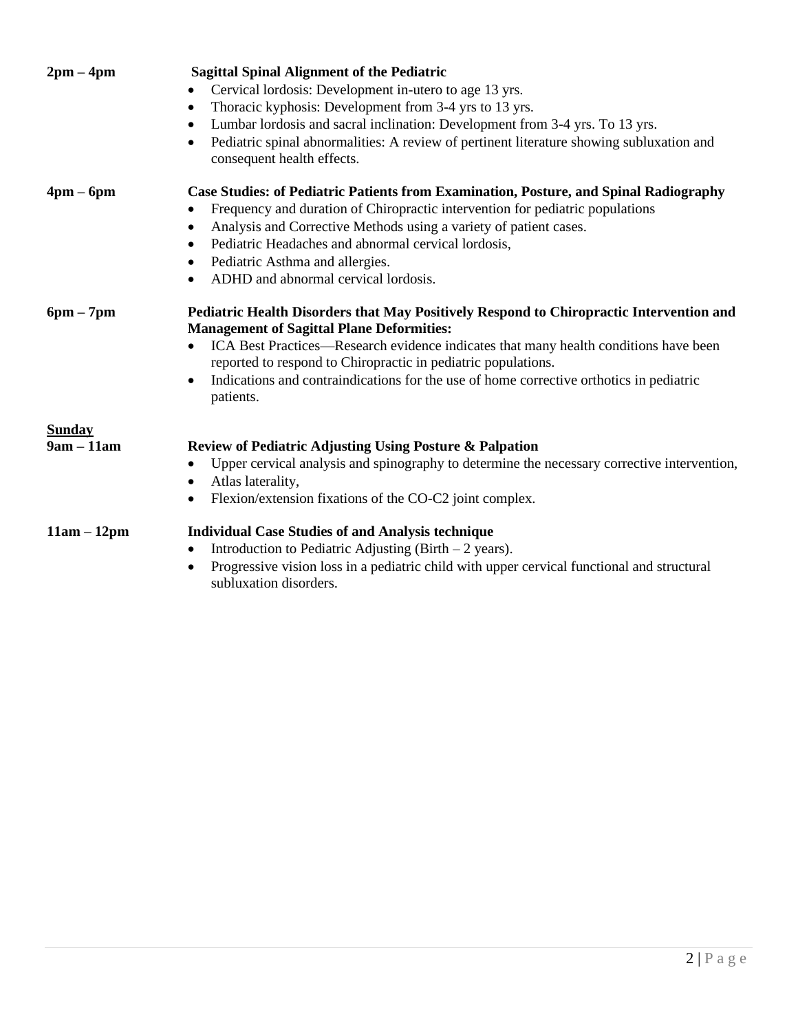**2pm – 4pm** **Sagittal Spinal Alignment of the Pediatric**

- Cervical lordosis: Development in-utero to age 13 yrs.
- Thoracic kyphosis: Development from 3-4 yrs to 13 yrs.
- Lumbar lordosis and sacral inclination: Development from 3-4 yrs. To 13 yrs.
- Pediatric spinal abnormalities: A review of pertinent literature showing subluxation and consequent health effects.

**4pm – 6pm** **Case Studies: of Pediatric Patients from Examination, Posture, and Spinal Radiography**

- Frequency and duration of Chiropractic intervention for pediatric populations
- Analysis and Corrective Methods using a variety of patient cases.
- Pediatric Headaches and abnormal cervical lordosis,
- Pediatric Asthma and allergies.
- ADHD and abnormal cervical lordosis.

**6pm – 7pm** **Pediatric Health Disorders that May Positively Respond to Chiropractic Intervention and Management of Sagittal Plane Deformities:**

- ICA Best Practices—Research evidence indicates that many health conditions have been reported to respond to Chiropractic in pediatric populations.
- Indications and contraindications for the use of home corrective orthotics in pediatric patients.

**Sunday**

**9am – 11am** **Review of Pediatric Adjusting Using Posture & Palpation**

- Upper cervical analysis and spinography to determine the necessary corrective intervention,
- Atlas laterality,
- Flexion/extension fixations of the CO-C2 joint complex.

**11am – 12pm** **Individual Case Studies of and Analysis technique**

- Introduction to Pediatric Adjusting (Birth – 2 years).
- Progressive vision loss in a pediatric child with upper cervical functional and structural subluxation disorders.